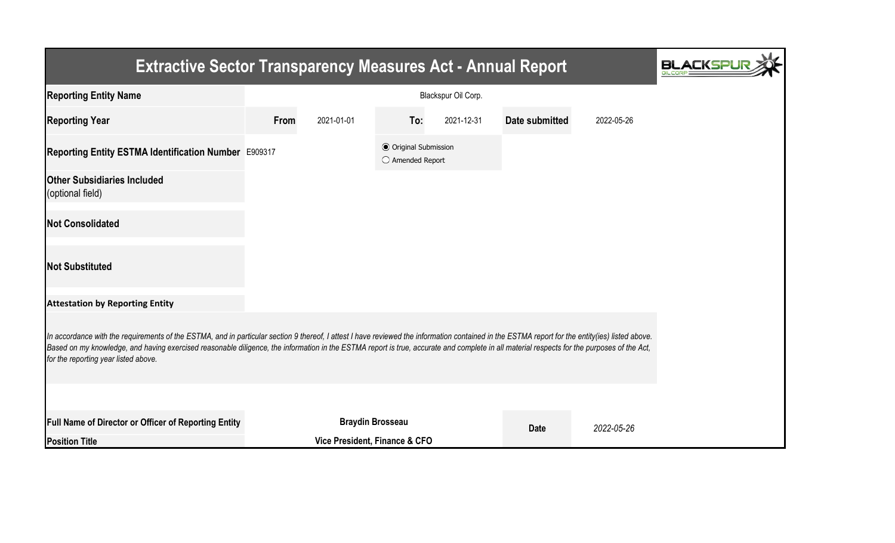# Extractive Sector Transparency Measures Act - Annual Report

| | | | | | | |
|---|---|---|---|---|---|---|
| **Reporting Entity Name** | Blackspur Oil Corp. | | | | | |
| **Reporting Year** | **From** | 2021-01-01 | **To:** | 2021-12-31 | **Date submitted** | 2022-05-26 |
| **Reporting Entity ESTMA Identification Number** | E909317 | | ◉ Original Submission<br>○ Amended Report | | | |
| **Other Subsidiaries Included** (optional field) | | | | | | |
| **Not Consolidated** | | | | | | |
| **Not Substituted** | | | | | | |

**Attestation by Reporting Entity**

*In accordance with the requirements of the ESTMA, and in particular section 9 thereof, I attest I have reviewed the information contained in the ESTMA report for the entity(ies) listed above. Based on my knowledge, and having exercised reasonable diligence, the information in the ESTMA report is true, accurate and complete in all material respects for the purposes of the Act, for the reporting year listed above.*

| | | | |
|---|---|---|---|
| **Full Name of Director or Officer of Reporting Entity** | **Braydin Brosseau** | **Date** | *2022-05-26* |
| **Position Title** | **Vice President, Finance & CFO** | | |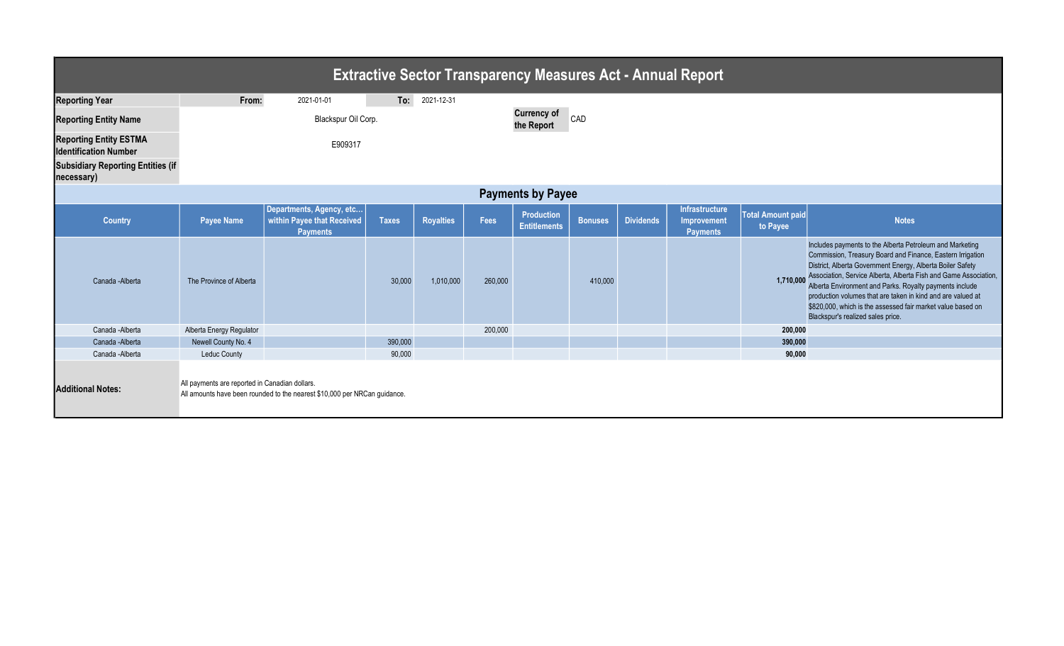# Extractive Sector Transparency Measures Act - Annual Report

| | | | | |
|---|---|---|---|---|
| **Reporting Year** | **From:** | 2021-01-01 | **To:** | 2021-12-31 |
| **Reporting Entity Name** | Blackspur Oil Corp. | | **Currency of the Report** | CAD |
| **Reporting Entity ESTMA Identification Number** | E909317 | | | |
| **Subsidiary Reporting Entities (if necessary)** | | | | |

## Payments by Payee

| Country | Payee Name | Departments, Agency, etc... within Payee that Received Payments | Taxes | Royalties | Fees | Production Entitlements | Bonuses | Dividends | Infrastructure Improvement Payments | Total Amount paid to Payee | Notes |
|---|---|---|---|---|---|---|---|---|---|---|---|
| Canada -Alberta | The Province of Alberta | | 30,000 | 1,010,000 | 260,000 | | 410,000 | | | **1,710,000** | Includes payments to the Alberta Petroleum and Marketing Commission, Treasury Board and Finance, Eastern Irrigation District, Alberta Government Energy, Alberta Boiler Safety Association, Service Alberta, Alberta Fish and Game Association, Alberta Environment and Parks. Royalty payments include production volumes that are taken in kind and are valued at $820,000, which is the assessed fair market value based on Blackspur's realized sales price. |
| Canada -Alberta | Alberta Energy Regulator | | | | 200,000 | | | | | **200,000** | |
| Canada -Alberta | Newell County No. 4 | | 390,000 | | | | | | | **390,000** | |
| Canada -Alberta | Leduc County | | 90,000 | | | | | | | **90,000** | |

**Additional Notes:**

All payments are reported in Canadian dollars.
All amounts have been rounded to the nearest $10,000 per NRCan guidance.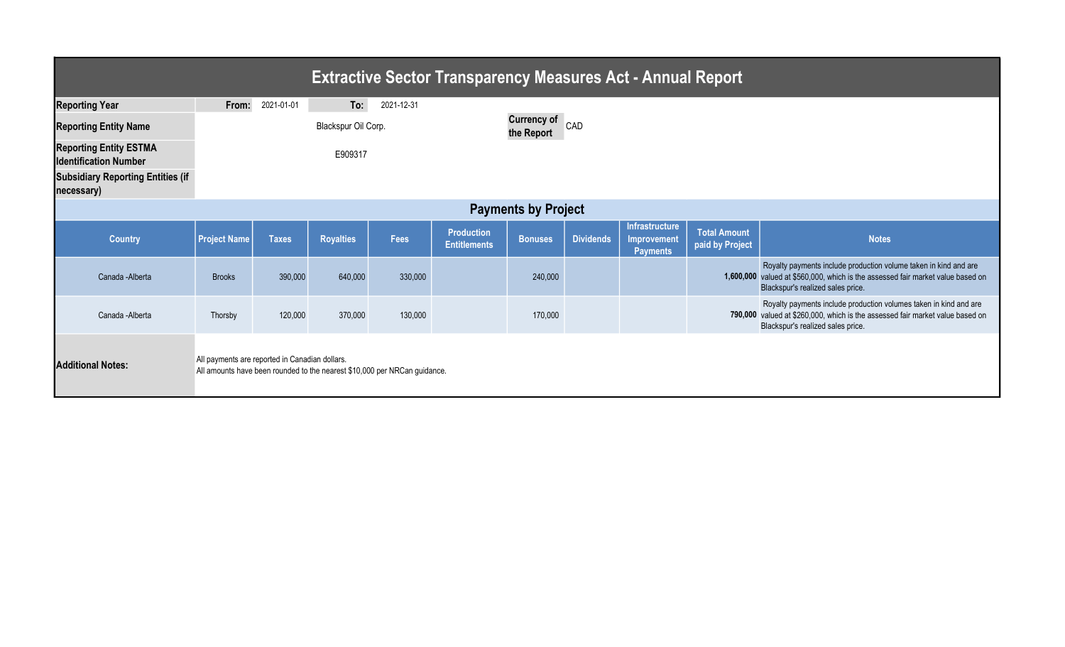# Extractive Sector Transparency Measures Act - Annual Report

| | | | |
|---|---|---|---|
| **Reporting Year** | **From:** 2021-01-01 | **To:** 2021-12-31 | |
| **Reporting Entity Name** | Blackspur Oil Corp. | **Currency of the Report** | CAD |
| **Reporting Entity ESTMA Identification Number** | E909317 | | |
| **Subsidiary Reporting Entities (if necessary)** | | | |

## Payments by Project

| Country | Project Name | Taxes | Royalties | Fees | Production Entitlements | Bonuses | Dividends | Infrastructure Improvement Payments | Total Amount paid by Project | Notes |
|---|---|---|---|---|---|---|---|---|---|---|
| Canada -Alberta | Brooks | 390,000 | 640,000 | 330,000 | | 240,000 | | | **1,600,000** | Royalty payments include production volume taken in kind and are valued at $560,000, which is the assessed fair market value based on Blackspur's realized sales price. |
| Canada -Alberta | Thorsby | 120,000 | 370,000 | 130,000 | | 170,000 | | | **790,000** | Royalty payments include production volumes taken in kind and are valued at $260,000, which is the assessed fair market value based on Blackspur's realized sales price. |

**Additional Notes:**

All payments are reported in Canadian dollars.
All amounts have been rounded to the nearest $10,000 per NRCan guidance.